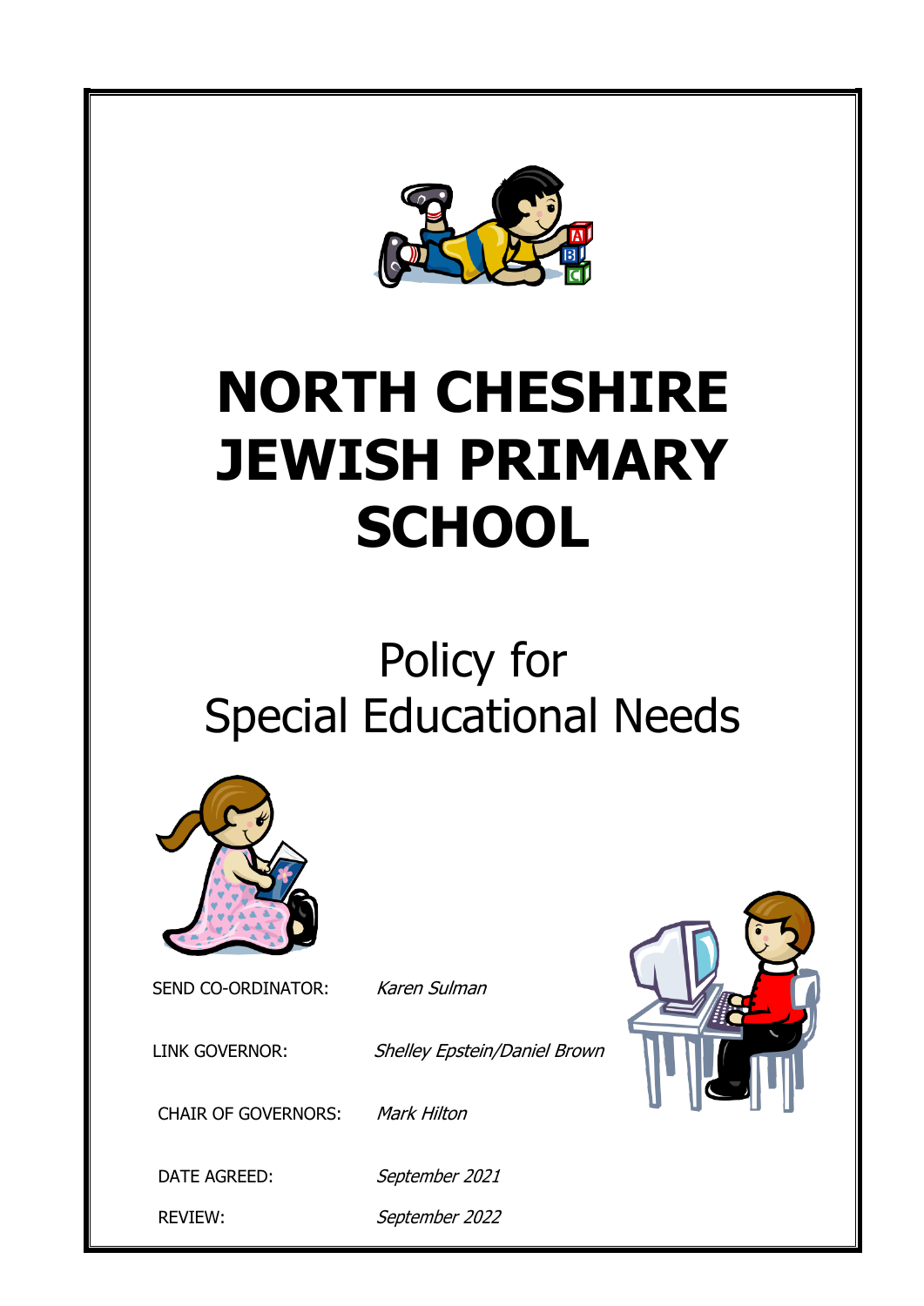# NORTH CHESHIRE JEWISH PRIMARY SCHOOL

## Policy for Special Educational Needs

SEND CO-ORDINATOR: *Karen Sulman*

LINK GOVERNOR: *Shelley Epstein/Daniel Brown*

CHAIR OF GOVERNORS: *Mark Hilton*

DATE AGREED: *September 2021*

REVIEW: *September 2022*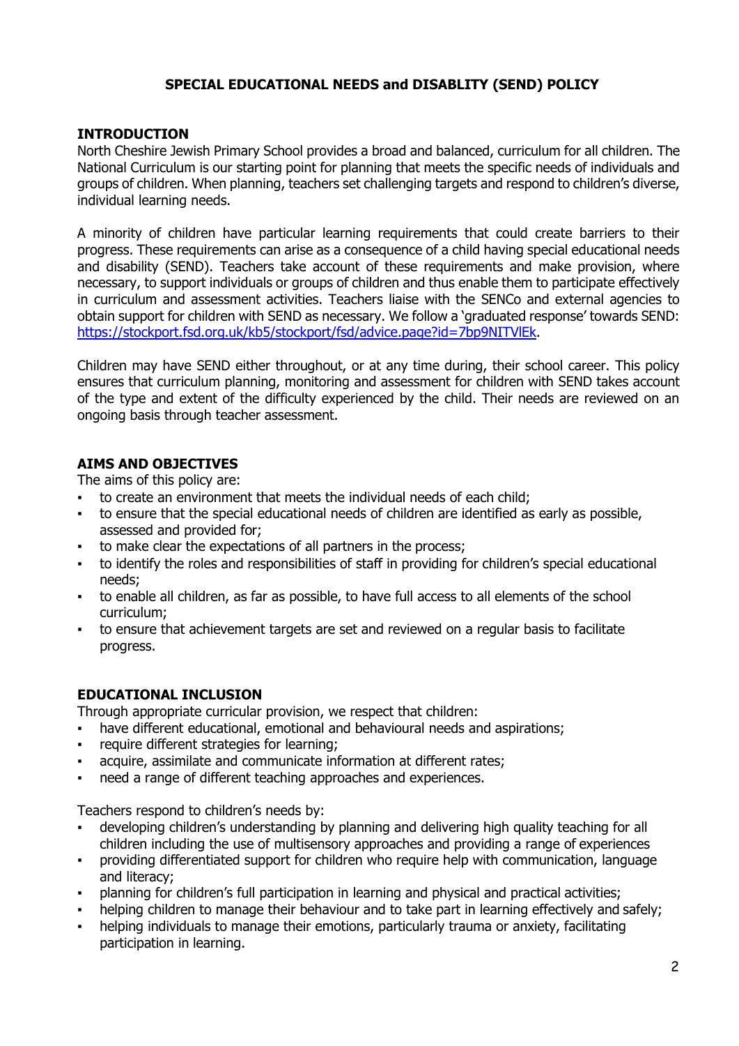# SPECIAL EDUCATIONAL NEEDS and DISABLITY (SEND) POLICY

## INTRODUCTION

North Cheshire Jewish Primary School provides a broad and balanced, curriculum for all children. The National Curriculum is our starting point for planning that meets the specific needs of individuals and groups of children. When planning, teachers set challenging targets and respond to children's diverse, individual learning needs.

A minority of children have particular learning requirements that could create barriers to their progress. These requirements can arise as a consequence of a child having special educational needs and disability (SEND). Teachers take account of these requirements and make provision, where necessary, to support individuals or groups of children and thus enable them to participate effectively in curriculum and assessment activities. Teachers liaise with the SENCo and external agencies to obtain support for children with SEND as necessary. We follow a 'graduated response' towards SEND: [https://stockport.fsd.org.uk/kb5/stockport/fsd/advice.page?id=7bp9NITVlEk](https://stockport.fsd.org.uk/kb5/stockport/fsd/advice.page?id=7bp9NITVlEk).

Children may have SEND either throughout, or at any time during, their school career. This policy ensures that curriculum planning, monitoring and assessment for children with SEND takes account of the type and extent of the difficulty experienced by the child. Their needs are reviewed on an ongoing basis through teacher assessment.

## AIMS AND OBJECTIVES

The aims of this policy are:

- to create an environment that meets the individual needs of each child;
- to ensure that the special educational needs of children are identified as early as possible, assessed and provided for;
- to make clear the expectations of all partners in the process;
- to identify the roles and responsibilities of staff in providing for children's special educational needs;
- to enable all children, as far as possible, to have full access to all elements of the school curriculum;
- to ensure that achievement targets are set and reviewed on a regular basis to facilitate progress.

## EDUCATIONAL INCLUSION

Through appropriate curricular provision, we respect that children:

- have different educational, emotional and behavioural needs and aspirations;
- require different strategies for learning;
- acquire, assimilate and communicate information at different rates;
- need a range of different teaching approaches and experiences.

Teachers respond to children's needs by:

- developing children's understanding by planning and delivering high quality teaching for all children including the use of multisensory approaches and providing a range of experiences
- providing differentiated support for children who require help with communication, language and literacy;
- planning for children's full participation in learning and physical and practical activities;
- helping children to manage their behaviour and to take part in learning effectively and safely;
- helping individuals to manage their emotions, particularly trauma or anxiety, facilitating participation in learning.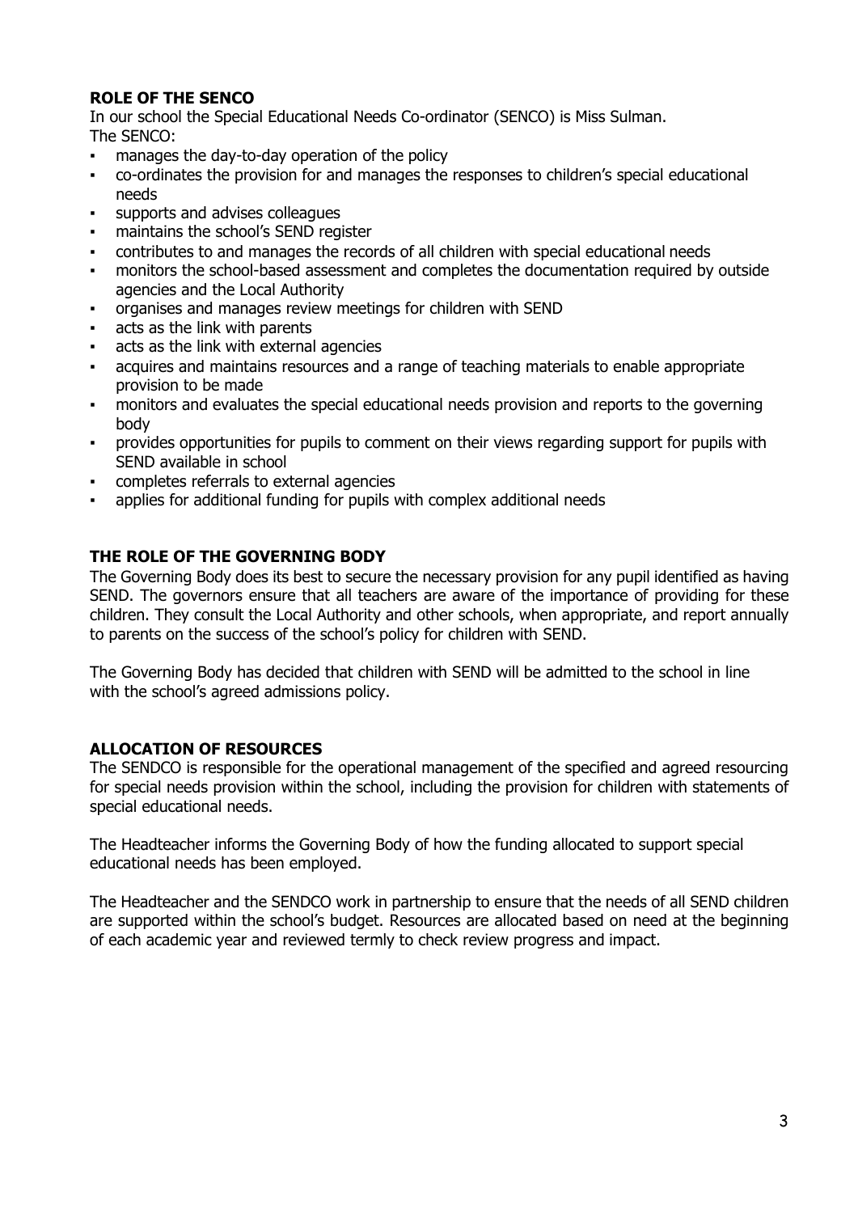## ROLE OF THE SENCO

In our school the Special Educational Needs Co-ordinator (SENCO) is Miss Sulman.
The SENCO:

- manages the day-to-day operation of the policy
- co-ordinates the provision for and manages the responses to children's special educational needs
- supports and advises colleagues
- maintains the school's SEND register
- contributes to and manages the records of all children with special educational needs
- monitors the school-based assessment and completes the documentation required by outside agencies and the Local Authority
- organises and manages review meetings for children with SEND
- acts as the link with parents
- acts as the link with external agencies
- acquires and maintains resources and a range of teaching materials to enable appropriate provision to be made
- monitors and evaluates the special educational needs provision and reports to the governing body
- provides opportunities for pupils to comment on their views regarding support for pupils with SEND available in school
- completes referrals to external agencies
- applies for additional funding for pupils with complex additional needs

## THE ROLE OF THE GOVERNING BODY

The Governing Body does its best to secure the necessary provision for any pupil identified as having SEND. The governors ensure that all teachers are aware of the importance of providing for these children. They consult the Local Authority and other schools, when appropriate, and report annually to parents on the success of the school's policy for children with SEND.

The Governing Body has decided that children with SEND will be admitted to the school in line with the school's agreed admissions policy.

## ALLOCATION OF RESOURCES

The SENDCO is responsible for the operational management of the specified and agreed resourcing for special needs provision within the school, including the provision for children with statements of special educational needs.

The Headteacher informs the Governing Body of how the funding allocated to support special educational needs has been employed.

The Headteacher and the SENDCO work in partnership to ensure that the needs of all SEND children are supported within the school's budget. Resources are allocated based on need at the beginning of each academic year and reviewed termly to check review progress and impact.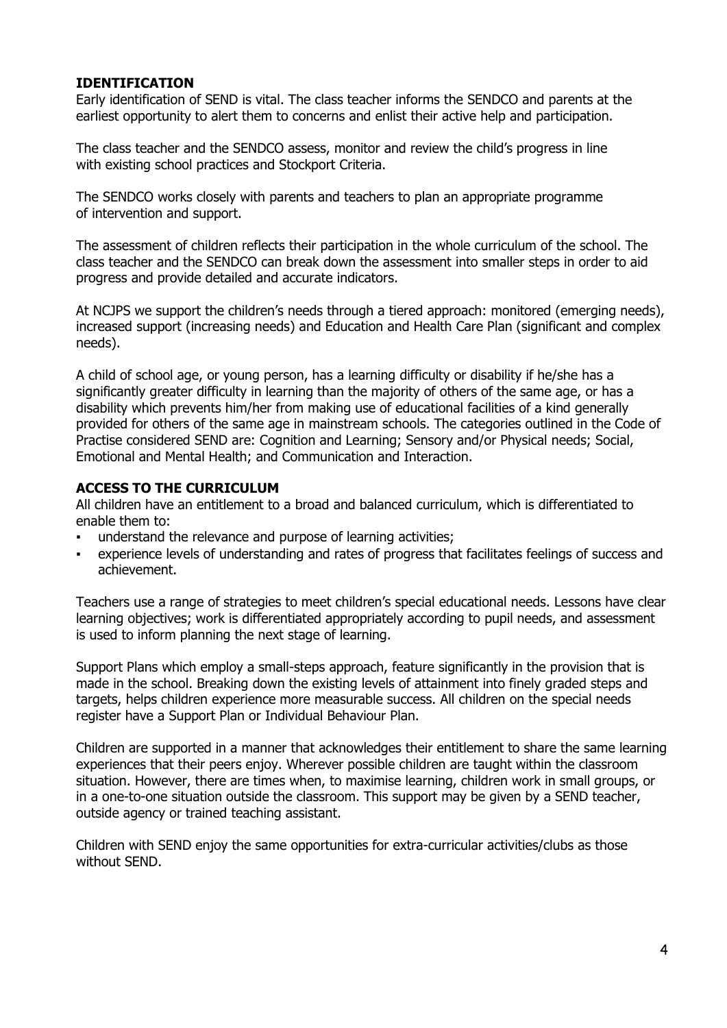## IDENTIFICATION

Early identification of SEND is vital. The class teacher informs the SENDCO and parents at the earliest opportunity to alert them to concerns and enlist their active help and participation.

The class teacher and the SENDCO assess, monitor and review the child's progress in line with existing school practices and Stockport Criteria.

The SENDCO works closely with parents and teachers to plan an appropriate programme of intervention and support.

The assessment of children reflects their participation in the whole curriculum of the school. The class teacher and the SENDCO can break down the assessment into smaller steps in order to aid progress and provide detailed and accurate indicators.

At NCJPS we support the children's needs through a tiered approach: monitored (emerging needs), increased support (increasing needs) and Education and Health Care Plan (significant and complex needs).

A child of school age, or young person, has a learning difficulty or disability if he/she has a significantly greater difficulty in learning than the majority of others of the same age, or has a disability which prevents him/her from making use of educational facilities of a kind generally provided for others of the same age in mainstream schools. The categories outlined in the Code of Practise considered SEND are: Cognition and Learning; Sensory and/or Physical needs; Social, Emotional and Mental Health; and Communication and Interaction.

## ACCESS TO THE CURRICULUM

All children have an entitlement to a broad and balanced curriculum, which is differentiated to enable them to:

- understand the relevance and purpose of learning activities;
- experience levels of understanding and rates of progress that facilitates feelings of success and achievement.

Teachers use a range of strategies to meet children's special educational needs. Lessons have clear learning objectives; work is differentiated appropriately according to pupil needs, and assessment is used to inform planning the next stage of learning.

Support Plans which employ a small-steps approach, feature significantly in the provision that is made in the school. Breaking down the existing levels of attainment into finely graded steps and targets, helps children experience more measurable success. All children on the special needs register have a Support Plan or Individual Behaviour Plan.

Children are supported in a manner that acknowledges their entitlement to share the same learning experiences that their peers enjoy. Wherever possible children are taught within the classroom situation. However, there are times when, to maximise learning, children work in small groups, or in a one-to-one situation outside the classroom. This support may be given by a SEND teacher, outside agency or trained teaching assistant.

Children with SEND enjoy the same opportunities for extra-curricular activities/clubs as those without SEND.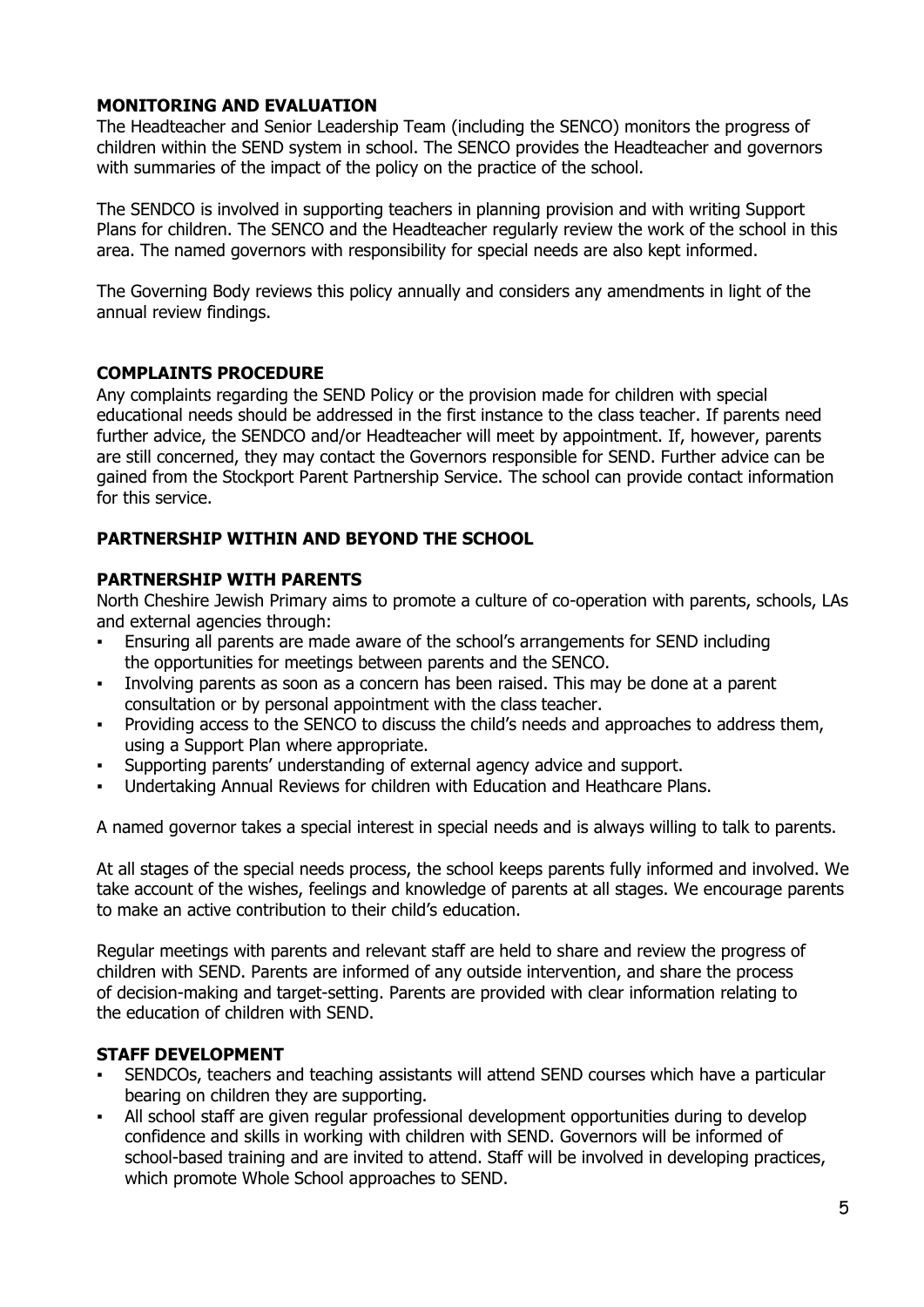## MONITORING AND EVALUATION

The Headteacher and Senior Leadership Team (including the SENCO) monitors the progress of children within the SEND system in school. The SENCO provides the Headteacher and governors with summaries of the impact of the policy on the practice of the school.

The SENDCO is involved in supporting teachers in planning provision and with writing Support Plans for children. The SENCO and the Headteacher regularly review the work of the school in this area. The named governors with responsibility for special needs are also kept informed.

The Governing Body reviews this policy annually and considers any amendments in light of the annual review findings.

## COMPLAINTS PROCEDURE

Any complaints regarding the SEND Policy or the provision made for children with special educational needs should be addressed in the first instance to the class teacher. If parents need further advice, the SENDCO and/or Headteacher will meet by appointment. If, however, parents are still concerned, they may contact the Governors responsible for SEND. Further advice can be gained from the Stockport Parent Partnership Service. The school can provide contact information for this service.

## PARTNERSHIP WITHIN AND BEYOND THE SCHOOL

### PARTNERSHIP WITH PARENTS

North Cheshire Jewish Primary aims to promote a culture of co-operation with parents, schools, LAs and external agencies through:

- Ensuring all parents are made aware of the school's arrangements for SEND including the opportunities for meetings between parents and the SENCO.
- Involving parents as soon as a concern has been raised. This may be done at a parent consultation or by personal appointment with the class teacher.
- Providing access to the SENCO to discuss the child's needs and approaches to address them, using a Support Plan where appropriate.
- Supporting parents' understanding of external agency advice and support.
- Undertaking Annual Reviews for children with Education and Heathcare Plans.

A named governor takes a special interest in special needs and is always willing to talk to parents.

At all stages of the special needs process, the school keeps parents fully informed and involved. We take account of the wishes, feelings and knowledge of parents at all stages. We encourage parents to make an active contribution to their child's education.

Regular meetings with parents and relevant staff are held to share and review the progress of children with SEND. Parents are informed of any outside intervention, and share the process of decision-making and target-setting. Parents are provided with clear information relating to the education of children with SEND.

### STAFF DEVELOPMENT

- SENDCOs, teachers and teaching assistants will attend SEND courses which have a particular bearing on children they are supporting.
- All school staff are given regular professional development opportunities during to develop confidence and skills in working with children with SEND. Governors will be informed of school-based training and are invited to attend. Staff will be involved in developing practices, which promote Whole School approaches to SEND.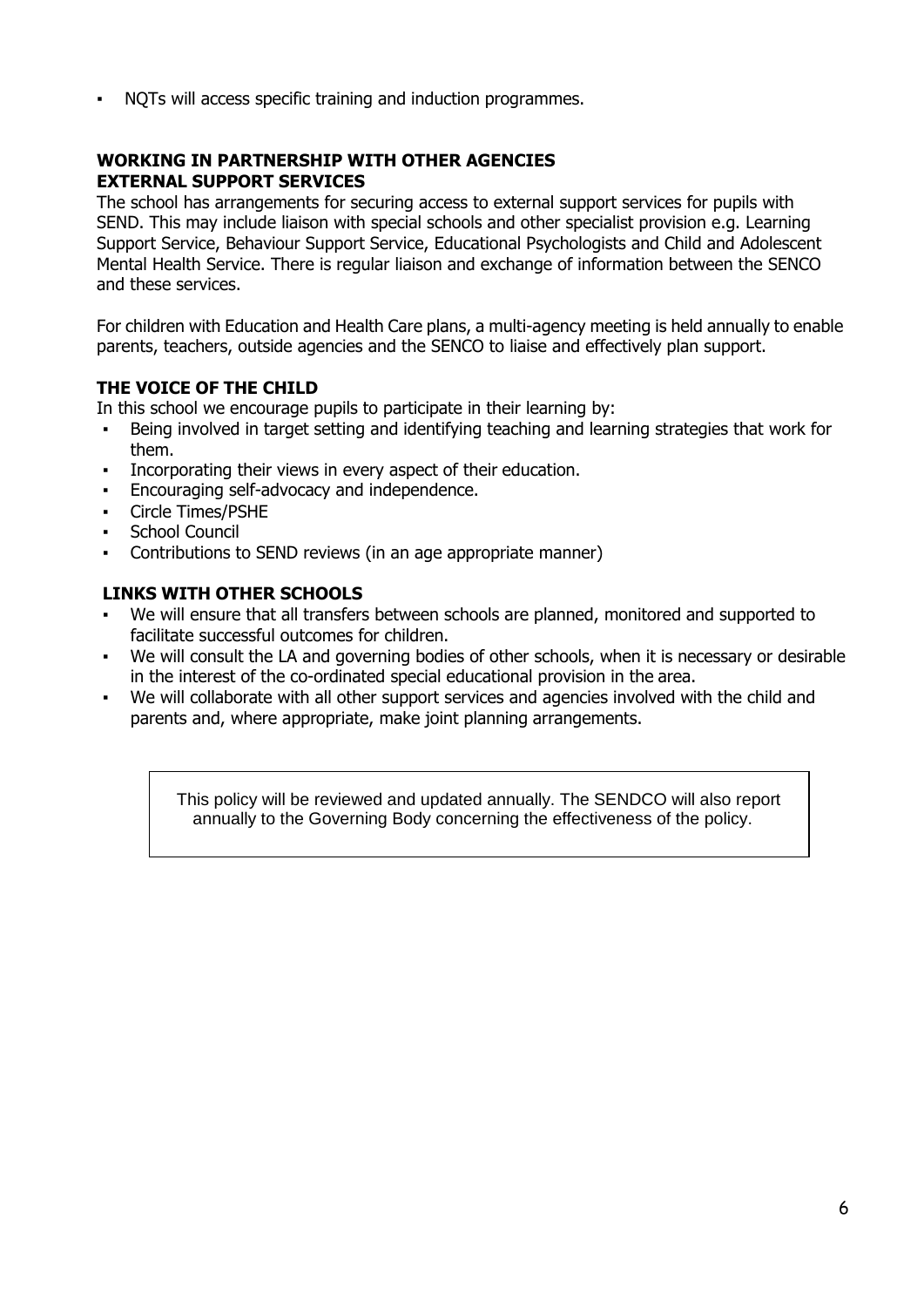- NQTs will access specific training and induction programmes.

## WORKING IN PARTNERSHIP WITH OTHER AGENCIES

### EXTERNAL SUPPORT SERVICES

The school has arrangements for securing access to external support services for pupils with SEND. This may include liaison with special schools and other specialist provision e.g. Learning Support Service, Behaviour Support Service, Educational Psychologists and Child and Adolescent Mental Health Service. There is regular liaison and exchange of information between the SENCO and these services.

For children with Education and Health Care plans, a multi-agency meeting is held annually to enable parents, teachers, outside agencies and the SENCO to liaise and effectively plan support.

### THE VOICE OF THE CHILD

In this school we encourage pupils to participate in their learning by:

- Being involved in target setting and identifying teaching and learning strategies that work for them.
- Incorporating their views in every aspect of their education.
- Encouraging self-advocacy and independence.
- Circle Times/PSHE
- School Council
- Contributions to SEND reviews (in an age appropriate manner)

### LINKS WITH OTHER SCHOOLS

- We will ensure that all transfers between schools are planned, monitored and supported to facilitate successful outcomes for children.
- We will consult the LA and governing bodies of other schools, when it is necessary or desirable in the interest of the co-ordinated special educational provision in the area.
- We will collaborate with all other support services and agencies involved with the child and parents and, where appropriate, make joint planning arrangements.

This policy will be reviewed and updated annually. The SENDCO will also report annually to the Governing Body concerning the effectiveness of the policy.